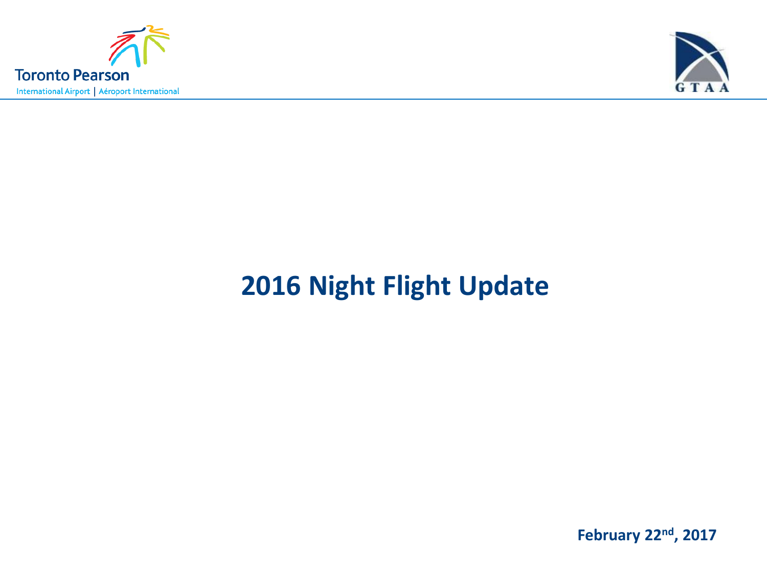Toronto Pearson

International Airport | Aéroport International

GTAA

# 2016 Night Flight Update

**February 22nd, 2017**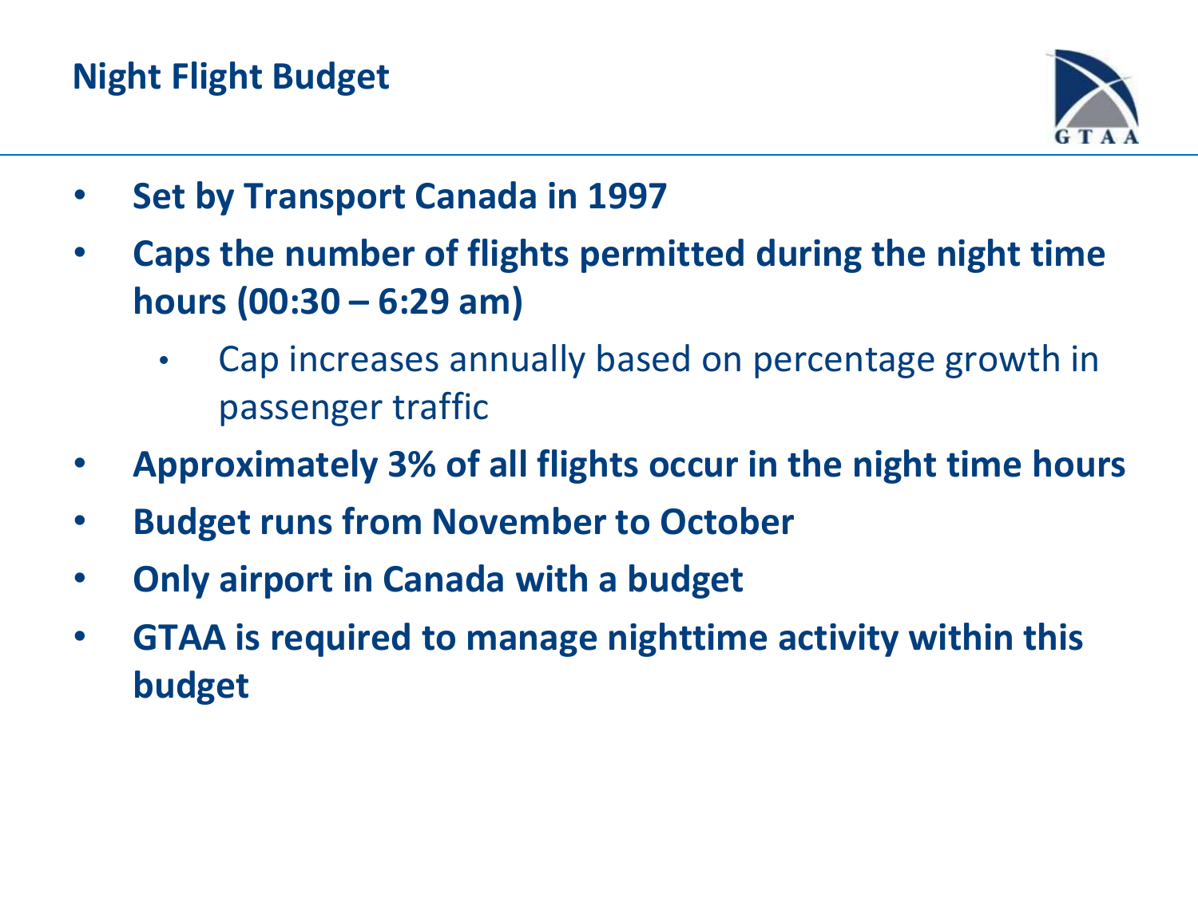## Night Flight Budget

- **Set by Transport Canada in 1997**
- **Caps the number of flights permitted during the night time hours (00:30 – 6:29 am)**
  - Cap increases annually based on percentage growth in passenger traffic
- **Approximately 3% of all flights occur in the night time hours**
- **Budget runs from November to October**
- **Only airport in Canada with a budget**
- **GTAA is required to manage nighttime activity within this budget**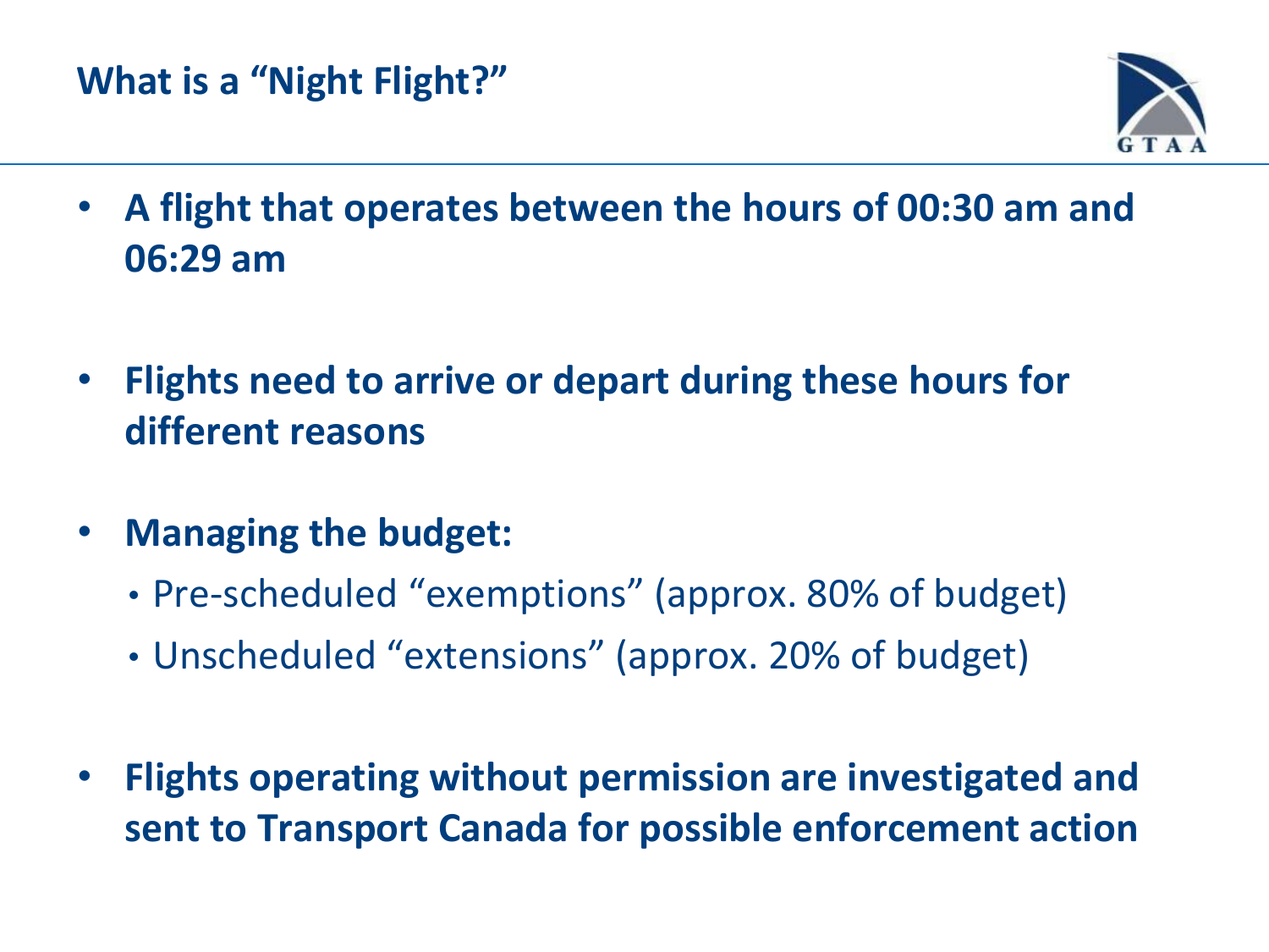## What is a "Night Flight?"

- **A flight that operates between the hours of 00:30 am and 06:29 am**
- **Flights need to arrive or depart during these hours for different reasons**
- **Managing the budget:**
  - Pre-scheduled "exemptions" (approx. 80% of budget)
  - Unscheduled "extensions" (approx. 20% of budget)
- **Flights operating without permission are investigated and sent to Transport Canada for possible enforcement action**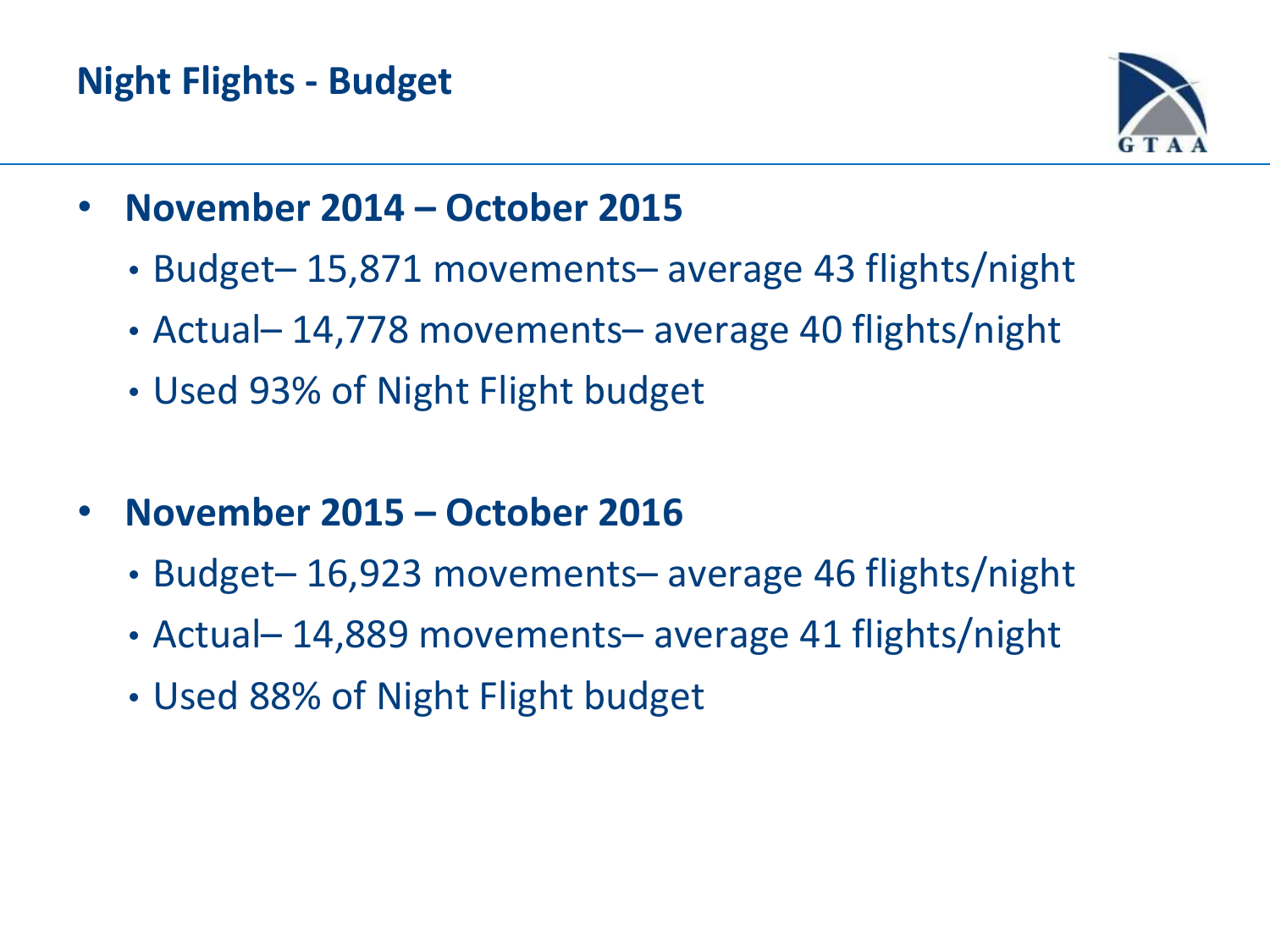## Night Flights - Budget

- **November 2014 – October 2015**
  - Budget– 15,871 movements– average 43 flights/night
  - Actual– 14,778 movements– average 40 flights/night
  - Used 93% of Night Flight budget

- **November 2015 – October 2016**
  - Budget– 16,923 movements– average 46 flights/night
  - Actual– 14,889 movements– average 41 flights/night
  - Used 88% of Night Flight budget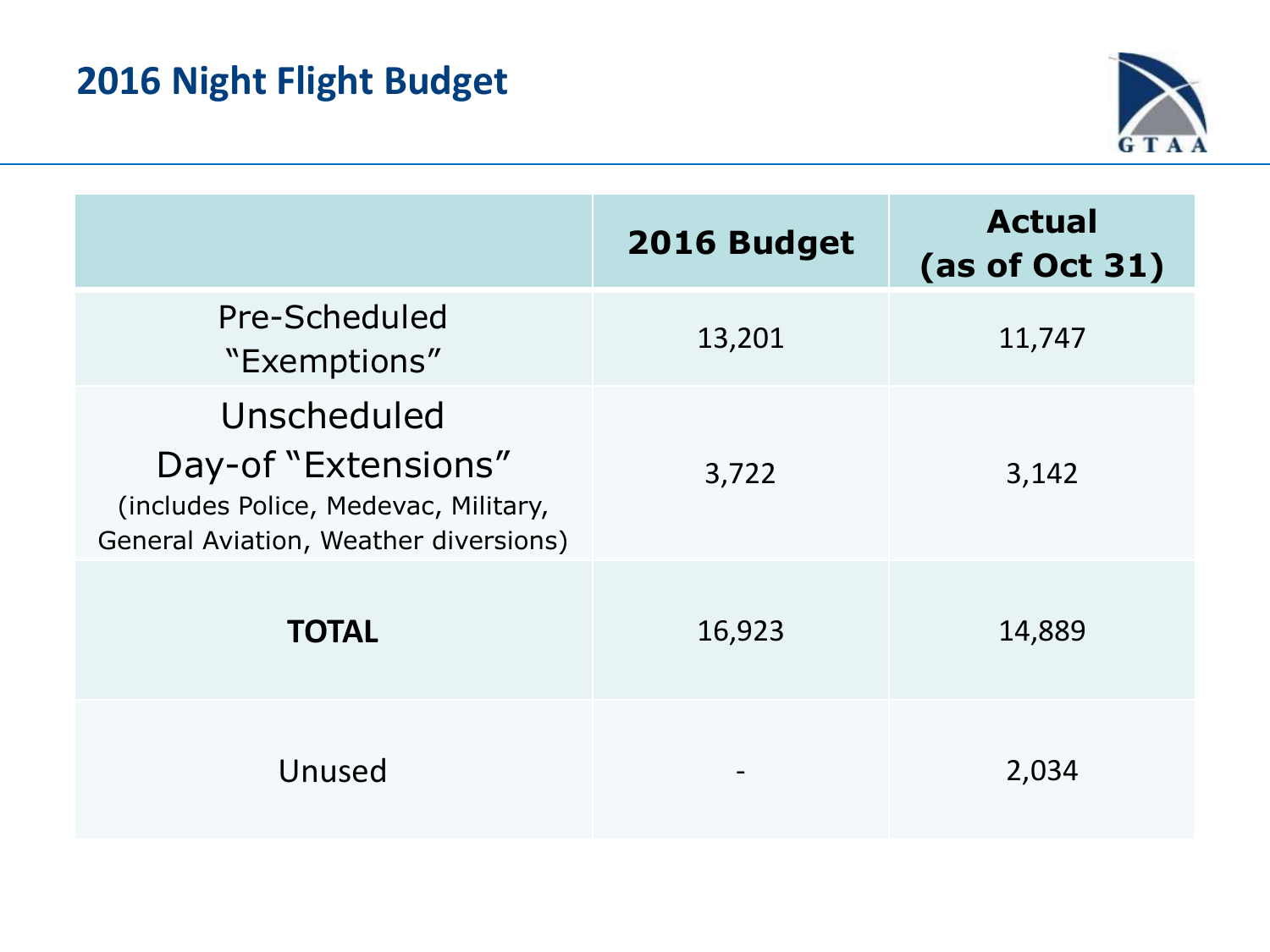## 2016 Night Flight Budget

| | 2016 Budget | Actual (as of Oct 31) |
|---|---|---|
| Pre-Scheduled “Exemptions” | 13,201 | 11,747 |
| Unscheduled Day-of “Extensions” (includes Police, Medevac, Military, General Aviation, Weather diversions) | 3,722 | 3,142 |
| **TOTAL** | 16,923 | 14,889 |
| Unused | - | 2,034 |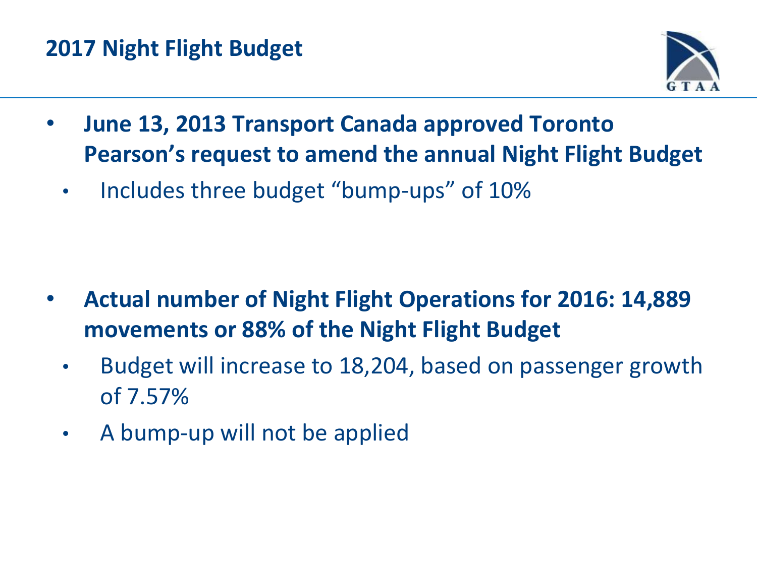# 2017 Night Flight Budget

- **June 13, 2013 Transport Canada approved Toronto Pearson's request to amend the annual Night Flight Budget**
  - Includes three budget "bump-ups" of 10%

- **Actual number of Night Flight Operations for 2016: 14,889 movements or 88% of the Night Flight Budget**
  - Budget will increase to 18,204, based on passenger growth of 7.57%
  - A bump-up will not be applied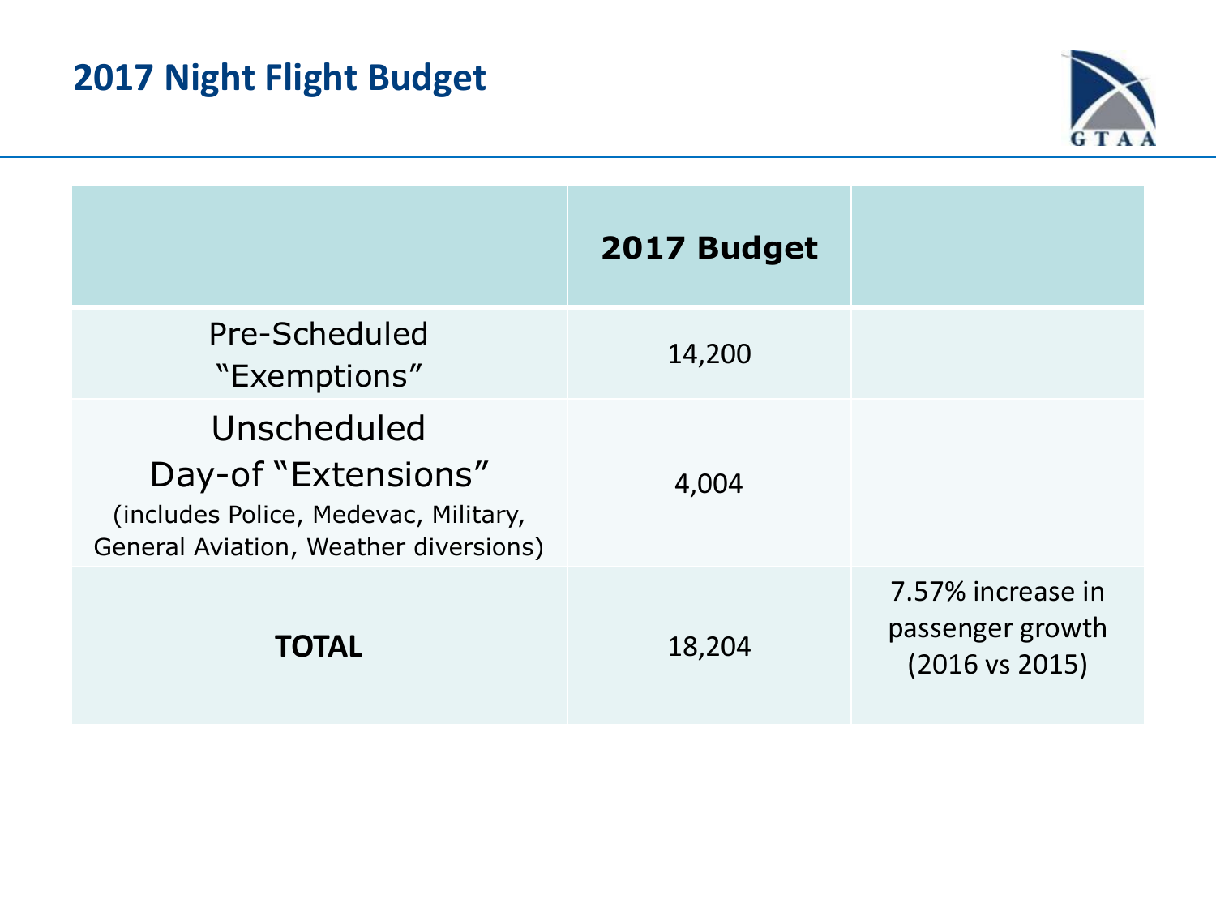## 2017 Night Flight Budget

| | 2017 Budget | |
|---|---|---|
| Pre-Scheduled “Exemptions” | 14,200 | |
| Unscheduled Day-of “Extensions” (includes Police, Medevac, Military, General Aviation, Weather diversions) | 4,004 | |
| **TOTAL** | 18,204 | 7.57% increase in passenger growth (2016 vs 2015) |